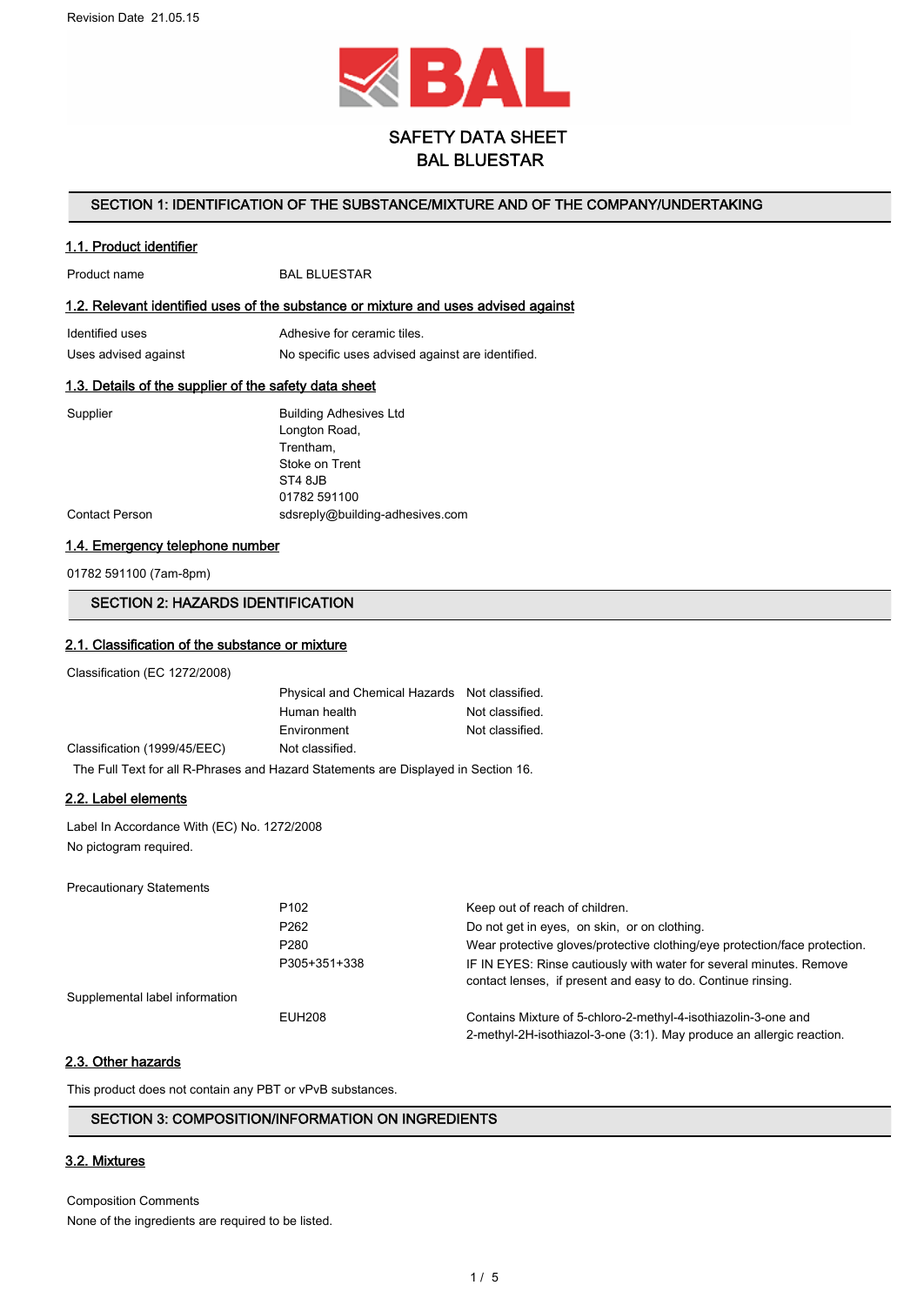Revision Date 21.05.15

# SAFETY DATA SHEET
# BAL BLUESTAR

## SECTION 1: IDENTIFICATION OF THE SUBSTANCE/MIXTURE AND OF THE COMPANY/UNDERTAKING

### 1.1. Product identifier

| | |
|---|---|
| Product name | BAL BLUESTAR |

### 1.2. Relevant identified uses of the substance or mixture and uses advised against

| | |
|---|---|
| Identified uses | Adhesive for ceramic tiles. |
| Uses advised against | No specific uses advised against are identified. |

### 1.3. Details of the supplier of the safety data sheet

| | |
|---|---|
| Supplier | Building Adhesives Ltd<br>Longton Road,<br>Trentham,<br>Stoke on Trent<br>ST4 8JB<br>01782 591100 |
| Contact Person | sdsreply@building-adhesives.com |

### 1.4. Emergency telephone number

01782 591100 (7am-8pm)

## SECTION 2: HAZARDS IDENTIFICATION

### 2.1. Classification of the substance or mixture

Classification (EC 1272/2008)

| | | |
|---|---|---|
| | Physical and Chemical Hazards | Not classified. |
| | Human health | Not classified. |
| | Environment | Not classified. |
| Classification (1999/45/EEC) | Not classified. | |

The Full Text for all R-Phrases and Hazard Statements are Displayed in Section 16.

### 2.2. Label elements

Label In Accordance With (EC) No. 1272/2008
No pictogram required.

Precautionary Statements

| | | |
|---|---|---|
| | P102 | Keep out of reach of children. |
| | P262 | Do not get in eyes, on skin, or on clothing. |
| | P280 | Wear protective gloves/protective clothing/eye protection/face protection. |
| | P305+351+338 | IF IN EYES: Rinse cautiously with water for several minutes. Remove contact lenses, if present and easy to do. Continue rinsing. |

Supplemental label information

| | | |
|---|---|---|
| | EUH208 | Contains Mixture of 5-chloro-2-methyl-4-isothiazolin-3-one and 2-methyl-2H-isothiazol-3-one (3:1). May produce an allergic reaction. |

### 2.3. Other hazards

This product does not contain any PBT or vPvB substances.

## SECTION 3: COMPOSITION/INFORMATION ON INGREDIENTS

### 3.2. Mixtures

Composition Comments
None of the ingredients are required to be listed.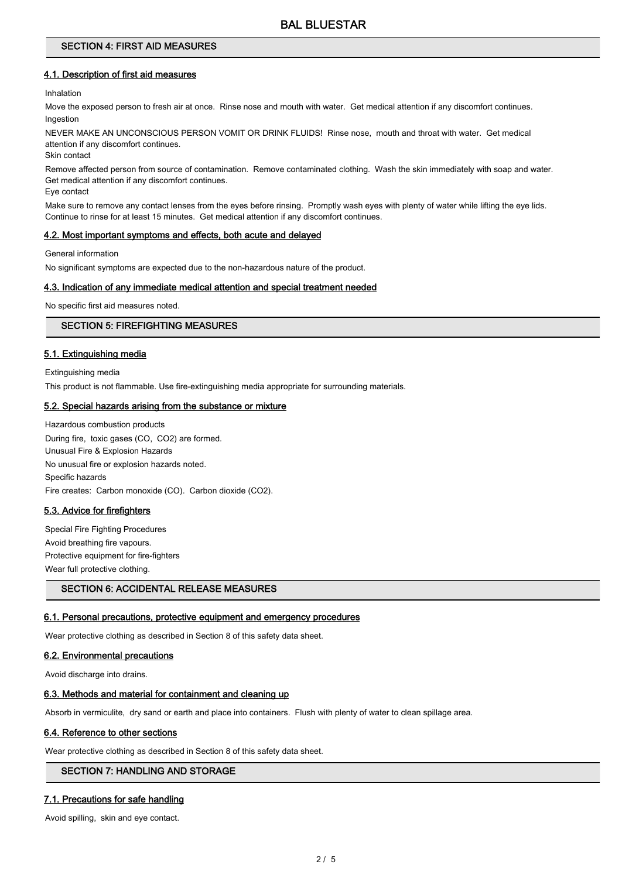## SECTION 4: FIRST AID MEASURES

### 4.1. Description of first aid measures

Inhalation

Move the exposed person to fresh air at once. Rinse nose and mouth with water. Get medical attention if any discomfort continues.

Ingestion

NEVER MAKE AN UNCONSCIOUS PERSON VOMIT OR DRINK FLUIDS! Rinse nose, mouth and throat with water. Get medical attention if any discomfort continues.

Skin contact

Remove affected person from source of contamination. Remove contaminated clothing. Wash the skin immediately with soap and water. Get medical attention if any discomfort continues.

Eye contact

Make sure to remove any contact lenses from the eyes before rinsing. Promptly wash eyes with plenty of water while lifting the eye lids. Continue to rinse for at least 15 minutes. Get medical attention if any discomfort continues.

### 4.2. Most important symptoms and effects, both acute and delayed

General information

No significant symptoms are expected due to the non-hazardous nature of the product.

### 4.3. Indication of any immediate medical attention and special treatment needed

No specific first aid measures noted.

## SECTION 5: FIREFIGHTING MEASURES

### 5.1. Extinguishing media

Extinguishing media

This product is not flammable. Use fire-extinguishing media appropriate for surrounding materials.

### 5.2. Special hazards arising from the substance or mixture

Hazardous combustion products

During fire, toxic gases (CO, $CO_2$) are formed.

Unusual Fire & Explosion Hazards

No unusual fire or explosion hazards noted.

Specific hazards

Fire creates: Carbon monoxide (CO). Carbon dioxide ($CO_2$).

### 5.3. Advice for firefighters

Special Fire Fighting Procedures

Avoid breathing fire vapours.

Protective equipment for fire-fighters

Wear full protective clothing.

## SECTION 6: ACCIDENTAL RELEASE MEASURES

### 6.1. Personal precautions, protective equipment and emergency procedures

Wear protective clothing as described in Section 8 of this safety data sheet.

### 6.2. Environmental precautions

Avoid discharge into drains.

### 6.3. Methods and material for containment and cleaning up

Absorb in vermiculite, dry sand or earth and place into containers. Flush with plenty of water to clean spillage area.

### 6.4. Reference to other sections

Wear protective clothing as described in Section 8 of this safety data sheet.

## SECTION 7: HANDLING AND STORAGE

### 7.1. Precautions for safe handling

Avoid spilling, skin and eye contact.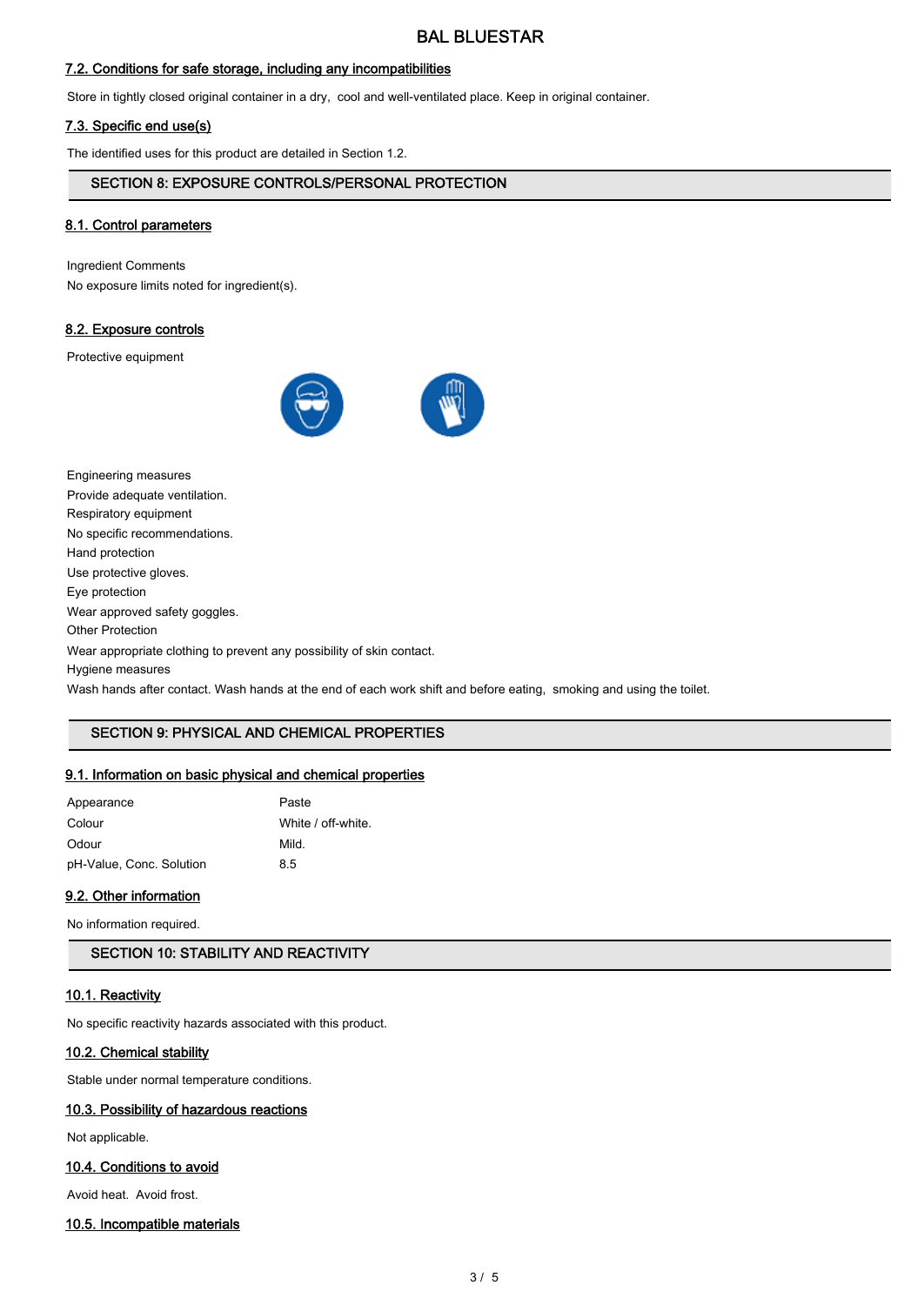### 7.2. Conditions for safe storage, including any incompatibilities

Store in tightly closed original container in a dry, cool and well-ventilated place. Keep in original container.

### 7.3. Specific end use(s)

The identified uses for this product are detailed in Section 1.2.

## SECTION 8: EXPOSURE CONTROLS/PERSONAL PROTECTION

### 8.1. Control parameters

Ingredient Comments

No exposure limits noted for ingredient(s).

### 8.2. Exposure controls

Protective equipment

Engineering measures

Provide adequate ventilation.

Respiratory equipment

No specific recommendations.

Hand protection

Use protective gloves.

Eye protection

Wear approved safety goggles.

Other Protection

Wear appropriate clothing to prevent any possibility of skin contact.

Hygiene measures

Wash hands after contact. Wash hands at the end of each work shift and before eating, smoking and using the toilet.

## SECTION 9: PHYSICAL AND CHEMICAL PROPERTIES

### 9.1. Information on basic physical and chemical properties

| | |
|---|---|
| Appearance | Paste |
| Colour | White / off-white. |
| Odour | Mild. |
| pH-Value, Conc. Solution | 8.5 |

### 9.2. Other information

No information required.

## SECTION 10: STABILITY AND REACTIVITY

### 10.1. Reactivity

No specific reactivity hazards associated with this product.

### 10.2. Chemical stability

Stable under normal temperature conditions.

### 10.3. Possibility of hazardous reactions

Not applicable.

### 10.4. Conditions to avoid

Avoid heat. Avoid frost.

### 10.5. Incompatible materials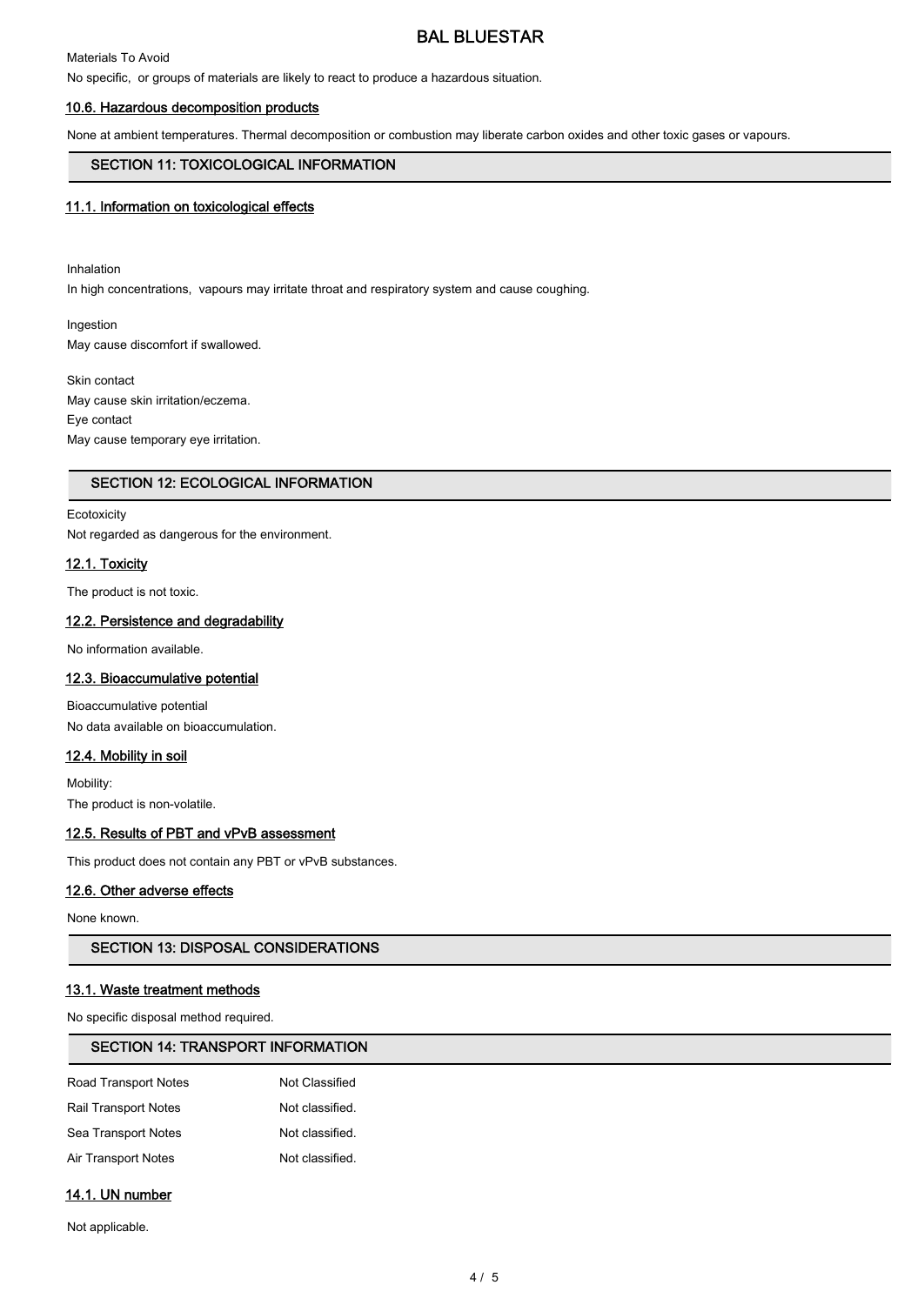Materials To Avoid

No specific, or groups of materials are likely to react to produce a hazardous situation.

### 10.6. Hazardous decomposition products

None at ambient temperatures. Thermal decomposition or combustion may liberate carbon oxides and other toxic gases or vapours.

## SECTION 11: TOXICOLOGICAL INFORMATION

### 11.1. Information on toxicological effects

Inhalation

In high concentrations, vapours may irritate throat and respiratory system and cause coughing.

Ingestion

May cause discomfort if swallowed.

Skin contact

May cause skin irritation/eczema.

Eye contact

May cause temporary eye irritation.

## SECTION 12: ECOLOGICAL INFORMATION

Ecotoxicity

Not regarded as dangerous for the environment.

### 12.1. Toxicity

The product is not toxic.

### 12.2. Persistence and degradability

No information available.

### 12.3. Bioaccumulative potential

Bioaccumulative potential

No data available on bioaccumulation.

### 12.4. Mobility in soil

Mobility:

The product is non-volatile.

### 12.5. Results of PBT and vPvB assessment

This product does not contain any PBT or vPvB substances.

### 12.6. Other adverse effects

None known.

## SECTION 13: DISPOSAL CONSIDERATIONS

### 13.1. Waste treatment methods

No specific disposal method required.

## SECTION 14: TRANSPORT INFORMATION

| | |
|---|---|
| Road Transport Notes | Not Classified |
| Rail Transport Notes | Not classified. |
| Sea Transport Notes | Not classified. |
| Air Transport Notes | Not classified. |

### 14.1. UN number

Not applicable.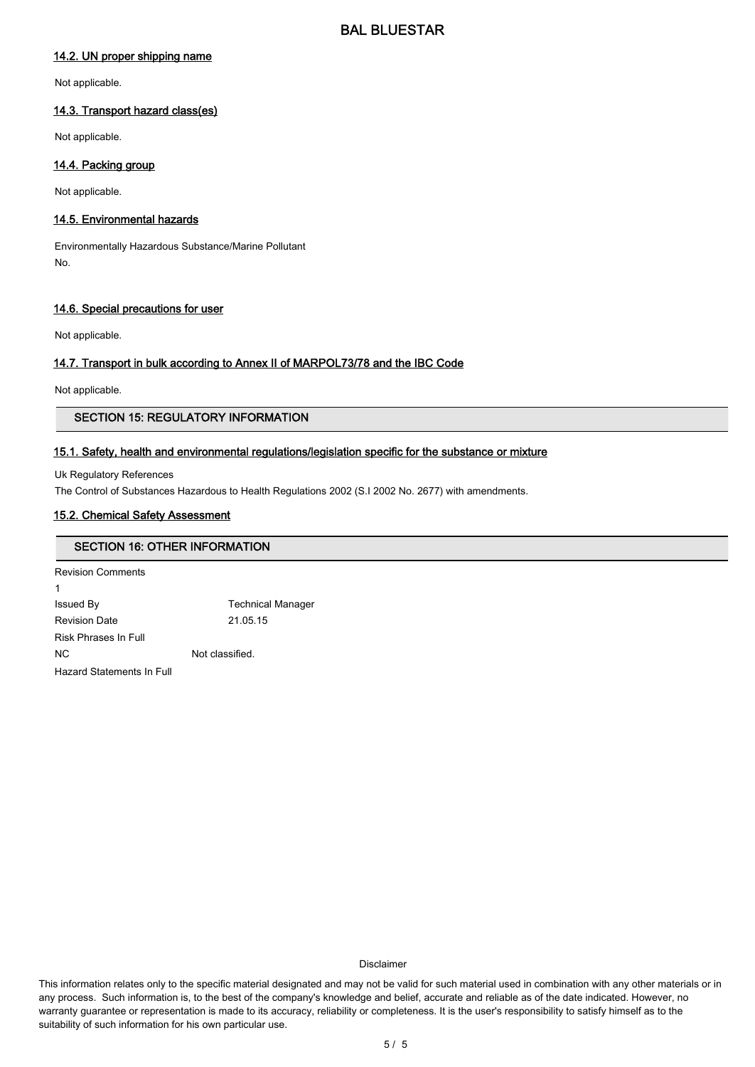### 14.2. UN proper shipping name

Not applicable.

### 14.3. Transport hazard class(es)

Not applicable.

### 14.4. Packing group

Not applicable.

### 14.5. Environmental hazards

Environmentally Hazardous Substance/Marine Pollutant
No.

### 14.6. Special precautions for user

Not applicable.

### 14.7. Transport in bulk according to Annex II of MARPOL73/78 and the IBC Code

Not applicable.

## SECTION 15: REGULATORY INFORMATION

### 15.1. Safety, health and environmental regulations/legislation specific for the substance or mixture

Uk Regulatory References
The Control of Substances Hazardous to Health Regulations 2002 (S.I 2002 No. 2677) with amendments.

### 15.2. Chemical Safety Assessment

## SECTION 16: OTHER INFORMATION

Revision Comments
1

| | |
|---|---|
| Issued By | Technical Manager |
| Revision Date | 21.05.15 |

Risk Phrases In Full

| | |
|---|---|
| NC | Not classified. |

Hazard Statements In Full

Disclaimer

This information relates only to the specific material designated and may not be valid for such material used in combination with any other materials or in any process. Such information is, to the best of the company's knowledge and belief, accurate and reliable as of the date indicated. However, no warranty guarantee or representation is made to its accuracy, reliability or completeness. It is the user's responsibility to satisfy himself as to the suitability of such information for his own particular use.